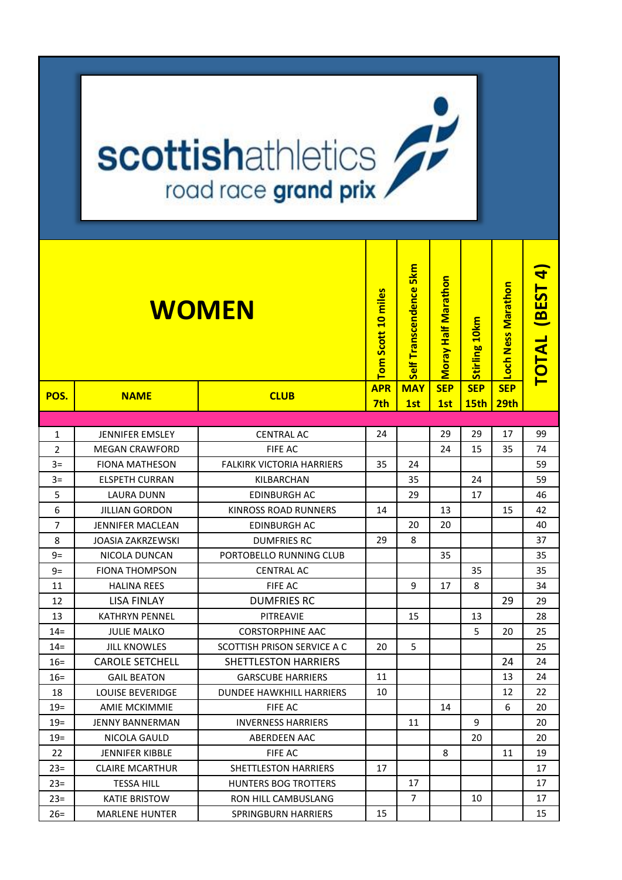# scottishathletics road race grand prix

## WOMEN

| POS. | NAME | CLUB | Tom Scott 10 miles APR 7th | Self Transcendence 5km MAY 1st | Moray Half Marathon SEP 1st | Stirling 10km SEP 15th | Loch Ness Marathon SEP 29th | TOTAL (BEST 4) |
|---|---|---|---|---|---|---|---|---|
| 1 | JENNIFER EMSLEY | CENTRAL AC | 24 | | 29 | 29 | 17 | 99 |
| 2 | MEGAN CRAWFORD | FIFE AC | | | 24 | 15 | 35 | 74 |
| 3= | FIONA MATHESON | FALKIRK VICTORIA HARRIERS | 35 | 24 | | | | 59 |
| 3= | ELSPETH CURRAN | KILBARCHAN | | 35 | | 24 | | 59 |
| 5 | LAURA DUNN | EDINBURGH AC | | 29 | | 17 | | 46 |
| 6 | JILLIAN GORDON | KINROSS ROAD RUNNERS | 14 | | 13 | | 15 | 42 |
| 7 | JENNIFER MACLEAN | EDINBURGH AC | | 20 | 20 | | | 40 |
| 8 | JOASIA ZAKRZEWSKI | DUMFRIES RC | 29 | 8 | | | | 37 |
| 9= | NICOLA DUNCAN | PORTOBELLO RUNNING CLUB | | | 35 | | | 35 |
| 9= | FIONA THOMPSON | CENTRAL AC | | | | 35 | | 35 |
| 11 | HALINA REES | FIFE AC | | 9 | 17 | 8 | | 34 |
| 12 | LISA FINLAY | DUMFRIES RC | | | | | 29 | 29 |
| 13 | KATHRYN PENNEL | PITREAVIE | | 15 | | 13 | | 28 |
| 14= | JULIE MALKO | CORSTORPHINE AAC | | | | 5 | 20 | 25 |
| 14= | JILL KNOWLES | SCOTTISH PRISON SERVICE A C | 20 | 5 | | | | 25 |
| 16= | CAROLE SETCHELL | SHETTLESTON HARRIERS | | | | | 24 | 24 |
| 16= | GAIL BEATON | GARSCUBE HARRIERS | 11 | | | | 13 | 24 |
| 18 | LOUISE BEVERIDGE | DUNDEE HAWKHILL HARRIERS | 10 | | | | 12 | 22 |
| 19= | AMIE MCKIMMIE | FIFE AC | | | 14 | | 6 | 20 |
| 19= | JENNY BANNERMAN | INVERNESS HARRIERS | | 11 | | 9 | | 20 |
| 19= | NICOLA GAULD | ABERDEEN AAC | | | | 20 | | 20 |
| 22 | JENNIFER KIBBLE | FIFE AC | | | 8 | | 11 | 19 |
| 23= | CLAIRE MCARTHUR | SHETTLESTON HARRIERS | 17 | | | | | 17 |
| 23= | TESSA HILL | HUNTERS BOG TROTTERS | | 17 | | | | 17 |
| 23= | KATIE BRISTOW | RON HILL CAMBUSLANG | | 7 | | 10 | | 17 |
| 26= | MARLENE HUNTER | SPRINGBURN HARRIERS | 15 | | | | | 15 |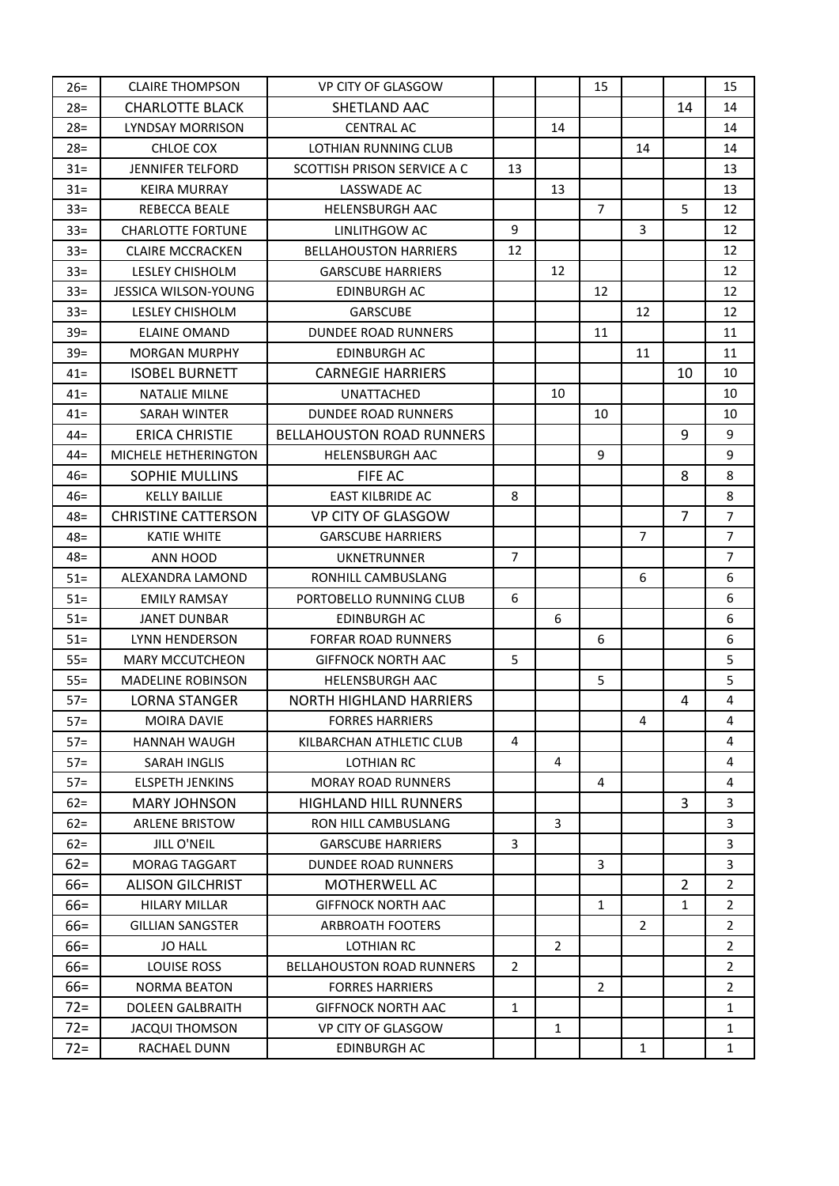| | | | | | | | | |
|---|---|---|---|---|---|---|---|---|
| 26= | CLAIRE THOMPSON | VP CITY OF GLASGOW | | | 15 | | | 15 |
| 28= | CHARLOTTE BLACK | SHETLAND AAC | | | | | 14 | 14 |
| 28= | LYNDSAY MORRISON | CENTRAL AC | | 14 | | | | 14 |
| 28= | CHLOE COX | LOTHIAN RUNNING CLUB | | | | 14 | | 14 |
| 31= | JENNIFER TELFORD | SCOTTISH PRISON SERVICE A C | 13 | | | | | 13 |
| 31= | KEIRA MURRAY | LASSWADE AC | | 13 | | | | 13 |
| 33= | REBECCA BEALE | HELENSBURGH AAC | | | 7 | | 5 | 12 |
| 33= | CHARLOTTE FORTUNE | LINLITHGOW AC | 9 | | | 3 | | 12 |
| 33= | CLAIRE MCCRACKEN | BELLAHOUSTON HARRIERS | 12 | | | | | 12 |
| 33= | LESLEY CHISHOLM | GARSCUBE HARRIERS | | 12 | | | | 12 |
| 33= | JESSICA WILSON-YOUNG | EDINBURGH AC | | | 12 | | | 12 |
| 33= | LESLEY CHISHOLM | GARSCUBE | | | | 12 | | 12 |
| 39= | ELAINE OMAND | DUNDEE ROAD RUNNERS | | | 11 | | | 11 |
| 39= | MORGAN MURPHY | EDINBURGH AC | | | | 11 | | 11 |
| 41= | ISOBEL BURNETT | CARNEGIE HARRIERS | | | | | 10 | 10 |
| 41= | NATALIE MILNE | UNATTACHED | | 10 | | | | 10 |
| 41= | SARAH WINTER | DUNDEE ROAD RUNNERS | | | 10 | | | 10 |
| 44= | ERICA CHRISTIE | BELLAHOUSTON ROAD RUNNERS | | | | | 9 | 9 |
| 44= | MICHELE HETHERINGTON | HELENSBURGH AAC | | | 9 | | | 9 |
| 46= | SOPHIE MULLINS | FIFE AC | | | | | 8 | 8 |
| 46= | KELLY BAILLIE | EAST KILBRIDE AC | 8 | | | | | 8 |
| 48= | CHRISTINE CATTERSON | VP CITY OF GLASGOW | | | | | 7 | 7 |
| 48= | KATIE WHITE | GARSCUBE HARRIERS | | | | 7 | | 7 |
| 48= | ANN HOOD | UKNETRUNNER | 7 | | | | | 7 |
| 51= | ALEXANDRA LAMOND | RONHILL CAMBUSLANG | | | | 6 | | 6 |
| 51= | EMILY RAMSAY | PORTOBELLO RUNNING CLUB | 6 | | | | | 6 |
| 51= | JANET DUNBAR | EDINBURGH AC | | 6 | | | | 6 |
| 51= | LYNN HENDERSON | FORFAR ROAD RUNNERS | | | 6 | | | 6 |
| 55= | MARY MCCUTCHEON | GIFFNOCK NORTH AAC | 5 | | | | | 5 |
| 55= | MADELINE ROBINSON | HELENSBURGH AAC | | | 5 | | | 5 |
| 57= | LORNA STANGER | NORTH HIGHLAND HARRIERS | | | | | 4 | 4 |
| 57= | MOIRA DAVIE | FORRES HARRIERS | | | | 4 | | 4 |
| 57= | HANNAH WAUGH | KILBARCHAN ATHLETIC CLUB | 4 | | | | | 4 |
| 57= | SARAH INGLIS | LOTHIAN RC | | 4 | | | | 4 |
| 57= | ELSPETH JENKINS | MORAY ROAD RUNNERS | | | 4 | | | 4 |
| 62= | MARY JOHNSON | HIGHLAND HILL RUNNERS | | | | | 3 | 3 |
| 62= | ARLENE BRISTOW | RON HILL CAMBUSLANG | | 3 | | | | 3 |
| 62= | JILL O'NEIL | GARSCUBE HARRIERS | 3 | | | | | 3 |
| 62= | MORAG TAGGART | DUNDEE ROAD RUNNERS | | | 3 | | | 3 |
| 66= | ALISON GILCHRIST | MOTHERWELL AC | | | | | 2 | 2 |
| 66= | HILARY MILLAR | GIFFNOCK NORTH AAC | | | 1 | | 1 | 2 |
| 66= | GILLIAN SANGSTER | ARBROATH FOOTERS | | | | 2 | | 2 |
| 66= | JO HALL | LOTHIAN RC | | 2 | | | | 2 |
| 66= | LOUISE ROSS | BELLAHOUSTON ROAD RUNNERS | 2 | | | | | 2 |
| 66= | NORMA BEATON | FORRES HARRIERS | | | 2 | | | 2 |
| 72= | DOLEEN GALBRAITH | GIFFNOCK NORTH AAC | 1 | | | | | 1 |
| 72= | JACQUI THOMSON | VP CITY OF GLASGOW | | 1 | | | | 1 |
| 72= | RACHAEL DUNN | EDINBURGH AC | | | | 1 | | 1 |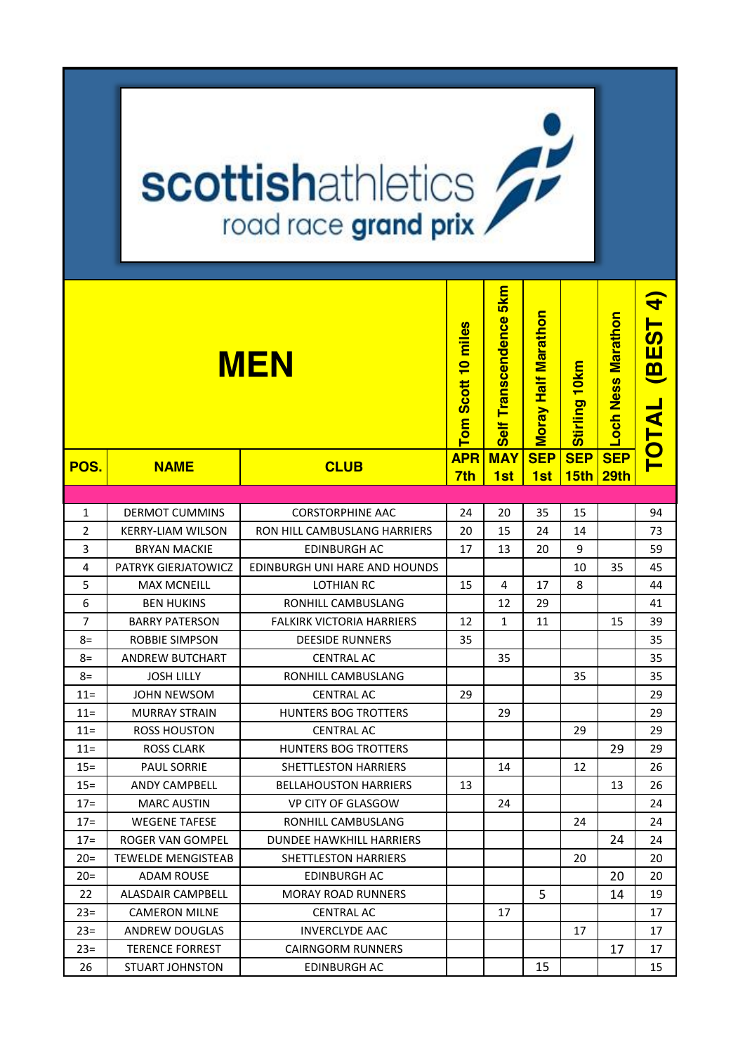# scottishathletics road race grand prix

## MEN

| POS. | NAME | CLUB | Tom Scott 10 miles APR 7th | Self Transcendence 5km MAY 1st | Moray Half Marathon SEP 1st | Stirling 10km SEP 15th | Loch Ness Marathon SEP 29th | TOTAL (BEST 4) |
|---|---|---|---|---|---|---|---|---|
| 1 | DERMOT CUMMINS | CORSTORPHINE AAC | 24 | 20 | 35 | 15 | | 94 |
| 2 | KERRY-LIAM WILSON | RON HILL CAMBUSLANG HARRIERS | 20 | 15 | 24 | 14 | | 73 |
| 3 | BRYAN MACKIE | EDINBURGH AC | 17 | 13 | 20 | 9 | | 59 |
| 4 | PATRYK GIERJATOWICZ | EDINBURGH UNI HARE AND HOUNDS | | | | 10 | 35 | 45 |
| 5 | MAX MCNEILL | LOTHIAN RC | 15 | 4 | 17 | 8 | | 44 |
| 6 | BEN HUKINS | RONHILL CAMBUSLANG | | 12 | 29 | | | 41 |
| 7 | BARRY PATERSON | FALKIRK VICTORIA HARRIERS | 12 | 1 | 11 | | 15 | 39 |
| 8= | ROBBIE SIMPSON | DEESIDE RUNNERS | 35 | | | | | 35 |
| 8= | ANDREW BUTCHART | CENTRAL AC | | 35 | | | | 35 |
| 8= | JOSH LILLY | RONHILL CAMBUSLANG | | | | 35 | | 35 |
| 11= | JOHN NEWSOM | CENTRAL AC | 29 | | | | | 29 |
| 11= | MURRAY STRAIN | HUNTERS BOG TROTTERS | | 29 | | | | 29 |
| 11= | ROSS HOUSTON | CENTRAL AC | | | | 29 | | 29 |
| 11= | ROSS CLARK | HUNTERS BOG TROTTERS | | | | | 29 | 29 |
| 15= | PAUL SORRIE | SHETTLESTON HARRIERS | | 14 | | 12 | | 26 |
| 15= | ANDY CAMPBELL | BELLAHOUSTON HARRIERS | 13 | | | | 13 | 26 |
| 17= | MARC AUSTIN | VP CITY OF GLASGOW | | 24 | | | | 24 |
| 17= | WEGENE TAFESE | RONHILL CAMBUSLANG | | | | 24 | | 24 |
| 17= | ROGER VAN GOMPEL | DUNDEE HAWKHILL HARRIERS | | | | | 24 | 24 |
| 20= | TEWELDE MENGISTEAB | SHETTLESTON HARRIERS | | | | 20 | | 20 |
| 20= | ADAM ROUSE | EDINBURGH AC | | | | | 20 | 20 |
| 22 | ALASDAIR CAMPBELL | MORAY ROAD RUNNERS | | | 5 | | 14 | 19 |
| 23= | CAMERON MILNE | CENTRAL AC | | 17 | | | | 17 |
| 23= | ANDREW DOUGLAS | INVERCLYDE AAC | | | | 17 | | 17 |
| 23= | TERENCE FORREST | CAIRNGORM RUNNERS | | | | | 17 | 17 |
| 26 | STUART JOHNSTON | EDINBURGH AC | | | 15 | | | 15 |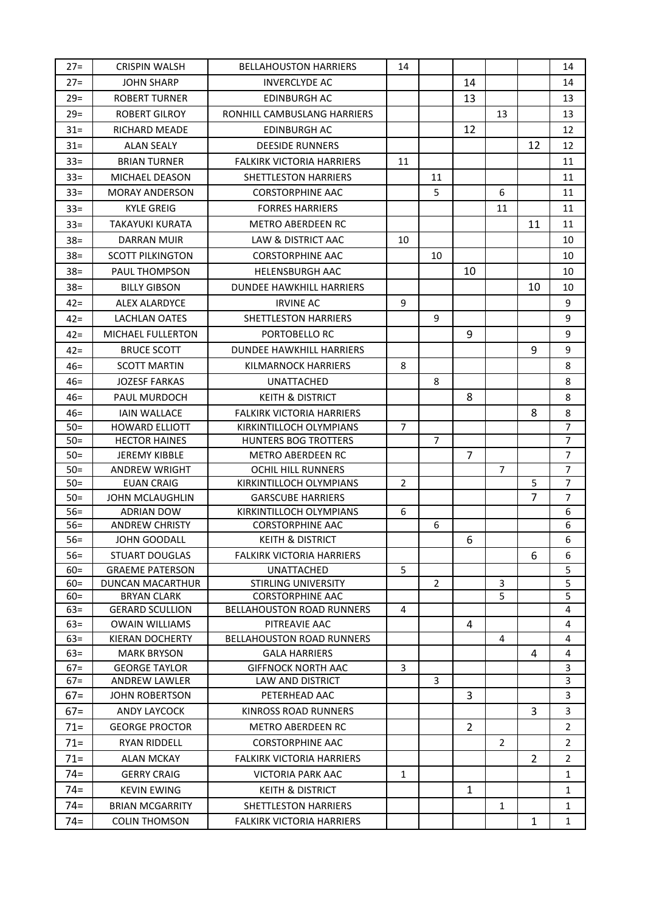| | | | | | | | | |
|---|---|---|---|---|---|---|---|---|
| 27= | CRISPIN WALSH | BELLAHOUSTON HARRIERS | 14 | | | | | 14 |
| 27= | JOHN SHARP | INVERCLYDE AC | | | 14 | | | 14 |
| 29= | ROBERT TURNER | EDINBURGH AC | | | 13 | | | 13 |
| 29= | ROBERT GILROY | RONHILL CAMBUSLANG HARRIERS | | | | 13 | | 13 |
| 31= | RICHARD MEADE | EDINBURGH AC | | | 12 | | | 12 |
| 31= | ALAN SEALY | DEESIDE RUNNERS | | | | | 12 | 12 |
| 33= | BRIAN TURNER | FALKIRK VICTORIA HARRIERS | 11 | | | | | 11 |
| 33= | MICHAEL DEASON | SHETTLESTON HARRIERS | | 11 | | | | 11 |
| 33= | MORAY ANDERSON | CORSTORPHINE AAC | | 5 | | 6 | | 11 |
| 33= | KYLE GREIG | FORRES HARRIERS | | | | 11 | | 11 |
| 33= | TAKAYUKI KURATA | METRO ABERDEEN RC | | | | | 11 | 11 |
| 38= | DARRAN MUIR | LAW & DISTRICT AAC | 10 | | | | | 10 |
| 38= | SCOTT PILKINGTON | CORSTORPHINE AAC | | 10 | | | | 10 |
| 38= | PAUL THOMPSON | HELENSBURGH AAC | | | 10 | | | 10 |
| 38= | BILLY GIBSON | DUNDEE HAWKHILL HARRIERS | | | | | 10 | 10 |
| 42= | ALEX ALARDYCE | IRVINE AC | 9 | | | | | 9 |
| 42= | LACHLAN OATES | SHETTLESTON HARRIERS | | 9 | | | | 9 |
| 42= | MICHAEL FULLERTON | PORTOBELLO RC | | | 9 | | | 9 |
| 42= | BRUCE SCOTT | DUNDEE HAWKHILL HARRIERS | | | | | 9 | 9 |
| 46= | SCOTT MARTIN | KILMARNOCK HARRIERS | 8 | | | | | 8 |
| 46= | JOZESF FARKAS | UNATTACHED | | 8 | | | | 8 |
| 46= | PAUL MURDOCH | KEITH & DISTRICT | | | 8 | | | 8 |
| 46= | IAIN WALLACE | FALKIRK VICTORIA HARRIERS | | | | | 8 | 8 |
| 50= | HOWARD ELLIOTT | KIRKINTILLOCH OLYMPIANS | 7 | | | | | 7 |
| 50= | HECTOR HAINES | HUNTERS BOG TROTTERS | | 7 | | | | 7 |
| 50= | JEREMY KIBBLE | METRO ABERDEEN RC | | | 7 | | | 7 |
| 50= | ANDREW WRIGHT | OCHIL HILL RUNNERS | | | | 7 | | 7 |
| 50= | EUAN CRAIG | KIRKINTILLOCH OLYMPIANS | 2 | | | | 5 | 7 |
| 50= | JOHN MCLAUGHLIN | GARSCUBE HARRIERS | | | | | 7 | 7 |
| 56= | ADRIAN DOW | KIRKINTILLOCH OLYMPIANS | 6 | | | | | 6 |
| 56= | ANDREW CHRISTY | CORSTORPHINE AAC | | 6 | | | | 6 |
| 56= | JOHN GOODALL | KEITH & DISTRICT | | | 6 | | | 6 |
| 56= | STUART DOUGLAS | FALKIRK VICTORIA HARRIERS | | | | | 6 | 6 |
| 60= | GRAEME PATERSON | UNATTACHED | 5 | | | | | 5 |
| 60= | DUNCAN MACARTHUR | STIRLING UNIVERSITY | | 2 | | 3 | | 5 |
| 60= | BRYAN CLARK | CORSTORPHINE AAC | | | | 5 | | 5 |
| 63= | GERARD SCULLION | BELLAHOUSTON ROAD RUNNERS | 4 | | | | | 4 |
| 63= | OWAIN WILLIAMS | PITREAVIE AAC | | | 4 | | | 4 |
| 63= | KIERAN DOCHERTY | BELLAHOUSTON ROAD RUNNERS | | | | 4 | | 4 |
| 63= | MARK BRYSON | GALA HARRIERS | | | | | 4 | 4 |
| 67= | GEORGE TAYLOR | GIFFNOCK NORTH AAC | 3 | | | | | 3 |
| 67= | ANDREW LAWLER | LAW AND DISTRICT | | 3 | | | | 3 |
| 67= | JOHN ROBERTSON | PETERHEAD AAC | | | 3 | | | 3 |
| 67= | ANDY LAYCOCK | KINROSS ROAD RUNNERS | | | | | 3 | 3 |
| 71= | GEORGE PROCTOR | METRO ABERDEEN RC | | | 2 | | | 2 |
| 71= | RYAN RIDDELL | CORSTORPHINE AAC | | | | 2 | | 2 |
| 71= | ALAN MCKAY | FALKIRK VICTORIA HARRIERS | | | | | 2 | 2 |
| 74= | GERRY CRAIG | VICTORIA PARK AAC | 1 | | | | | 1 |
| 74= | KEVIN EWING | KEITH & DISTRICT | | | 1 | | | 1 |
| 74= | BRIAN MCGARRITY | SHETTLESTON HARRIERS | | | | 1 | | 1 |
| 74= | COLIN THOMSON | FALKIRK VICTORIA HARRIERS | | | | | 1 | 1 |